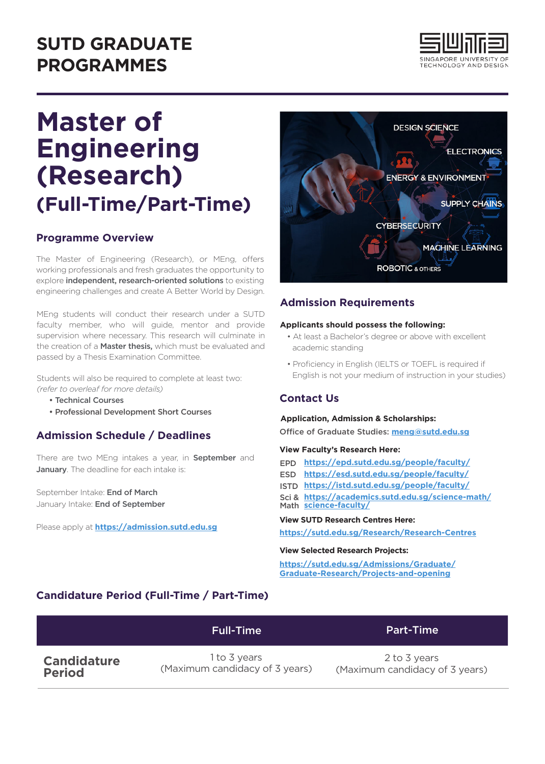# SUTD GRADUATE PROGRAMMES

# Master of Engineering (Research)
## (Full-Time/Part-Time)

### Programme Overview

The Master of Engineering (Research), or MEng, offers working professionals and fresh graduates the opportunity to explore **independent, research-oriented solutions** to existing engineering challenges and create A Better World by Design.

MEng students will conduct their research under a SUTD faculty member, who will guide, mentor and provide supervision where necessary. This research will culminate in the creation of a **Master thesis,** which must be evaluated and passed by a Thesis Examination Committee.

Students will also be required to complete at least two:
*(refer to overleaf for more details)*

- **Technical Courses**
- **Professional Development Short Courses**

### Admission Schedule / Deadlines

There are two MEng intakes a year, in **September** and **January**. The deadline for each intake is:

September Intake: **End of March**
January Intake: **End of September**

Please apply at **https://admission.sutd.edu.sg**

DESIGN SCIENCE
ELECTRONICS
ENERGY & ENVIRONMENT
SUPPLY CHAINS
CYBERSECURITY
MACHINE LEARNING
ROBOTIC & OTHERS

### Admission Requirements

**Applicants should possess the following:**

- At least a Bachelor's degree or above with excellent academic standing
- Proficiency in English (IELTS or TOEFL is required if English is not your medium of instruction in your studies)

### Contact Us

**Application, Admission & Scholarships:**
Office of Graduate Studies: **meng@sutd.edu.sg**

**View Faculty's Research Here:**

EPD **https://epd.sutd.edu.sg/people/faculty/**
ESD **https://esd.sutd.edu.sg/people/faculty/**
ISTD **https://istd.sutd.edu.sg/people/faculty/**
Sci & Math **https://academics.sutd.edu.sg/science-math/science-faculty/**

**View SUTD Research Centres Here:**
**https://sutd.edu.sg/Research/Research-Centres**

**View Selected Research Projects:**
**https://sutd.edu.sg/Admissions/Graduate/Graduate-Research/Projects-and-opening**

### Candidature Period (Full-Time / Part-Time)

| | Full-Time | Part-Time |
|---|---|---|
| **Candidature Period** | 1 to 3 years (Maximum candidacy of 3 years) | 2 to 3 years (Maximum candidacy of 3 years) |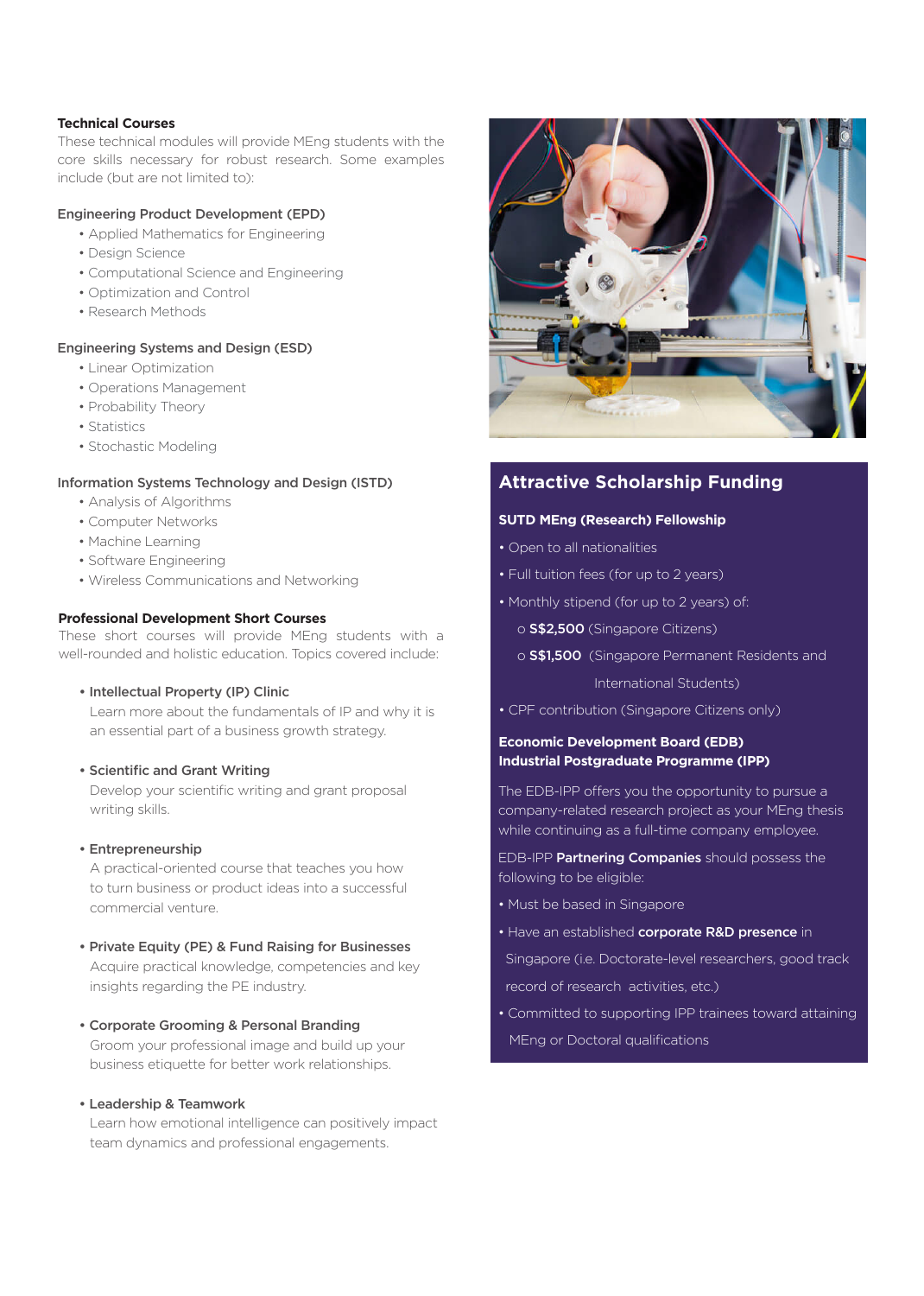## Technical Courses

These technical modules will provide MEng students with the core skills necessary for robust research. Some examples include (but are not limited to):

### Engineering Product Development (EPD)

- Applied Mathematics for Engineering
- Design Science
- Computational Science and Engineering
- Optimization and Control
- Research Methods

### Engineering Systems and Design (ESD)

- Linear Optimization
- Operations Management
- Probability Theory
- Statistics
- Stochastic Modeling

### Information Systems Technology and Design (ISTD)

- Analysis of Algorithms
- Computer Networks
- Machine Learning
- Software Engineering
- Wireless Communications and Networking

## Professional Development Short Courses

These short courses will provide MEng students with a well-rounded and holistic education. Topics covered include:

- **Intellectual Property (IP) Clinic**
  Learn more about the fundamentals of IP and why it is an essential part of a business growth strategy.

- **Scientific and Grant Writing**
  Develop your scientific writing and grant proposal writing skills.

- **Entrepreneurship**
  A practical-oriented course that teaches you how to turn business or product ideas into a successful commercial venture.

- **Private Equity (PE) & Fund Raising for Businesses**
  Acquire practical knowledge, competencies and key insights regarding the PE industry.

- **Corporate Grooming & Personal Branding**
  Groom your professional image and build up your business etiquette for better work relationships.

- **Leadership & Teamwork**
  Learn how emotional intelligence can positively impact team dynamics and professional engagements.

## Attractive Scholarship Funding

### SUTD MEng (Research) Fellowship

- Open to all nationalities
- Full tuition fees (for up to 2 years)
- Monthly stipend (for up to 2 years) of:
  - **S$2,500** (Singapore Citizens)
  - **S$1,500** (Singapore Permanent Residents and International Students)
- CPF contribution (Singapore Citizens only)

### Economic Development Board (EDB) Industrial Postgraduate Programme (IPP)

The EDB-IPP offers you the opportunity to pursue a company-related research project as your MEng thesis while continuing as a full-time company employee.

EDB-IPP **Partnering Companies** should possess the following to be eligible:

- Must be based in Singapore
- Have an established **corporate R&D presence** in Singapore (i.e. Doctorate-level researchers, good track record of research activities, etc.)
- Committed to supporting IPP trainees toward attaining MEng or Doctoral qualifications